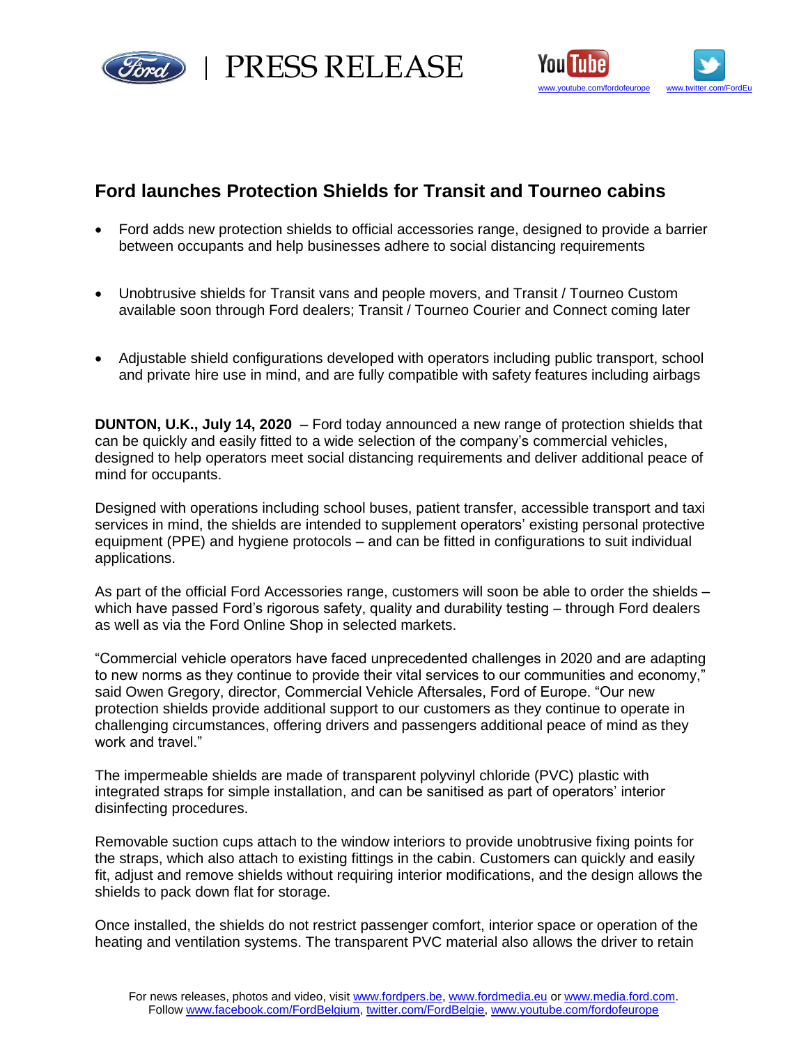PRESS RELEASE

www.youtube.com/fordofeurope www.twitter.com/FordEu

## Ford launches Protection Shields for Transit and Tourneo cabins

- Ford adds new protection shields to official accessories range, designed to provide a barrier between occupants and help businesses adhere to social distancing requirements

- Unobtrusive shields for Transit vans and people movers, and Transit / Tourneo Custom available soon through Ford dealers; Transit / Tourneo Courier and Connect coming later

- Adjustable shield configurations developed with operators including public transport, school and private hire use in mind, and are fully compatible with safety features including airbags

**DUNTON, U.K., July 14, 2020** – Ford today announced a new range of protection shields that can be quickly and easily fitted to a wide selection of the company's commercial vehicles, designed to help operators meet social distancing requirements and deliver additional peace of mind for occupants.

Designed with operations including school buses, patient transfer, accessible transport and taxi services in mind, the shields are intended to supplement operators' existing personal protective equipment (PPE) and hygiene protocols – and can be fitted in configurations to suit individual applications.

As part of the official Ford Accessories range, customers will soon be able to order the shields – which have passed Ford's rigorous safety, quality and durability testing – through Ford dealers as well as via the Ford Online Shop in selected markets.

"Commercial vehicle operators have faced unprecedented challenges in 2020 and are adapting to new norms as they continue to provide their vital services to our communities and economy," said Owen Gregory, director, Commercial Vehicle Aftersales, Ford of Europe. "Our new protection shields provide additional support to our customers as they continue to operate in challenging circumstances, offering drivers and passengers additional peace of mind as they work and travel."

The impermeable shields are made of transparent polyvinyl chloride (PVC) plastic with integrated straps for simple installation, and can be sanitised as part of operators' interior disinfecting procedures.

Removable suction cups attach to the window interiors to provide unobtrusive fixing points for the straps, which also attach to existing fittings in the cabin. Customers can quickly and easily fit, adjust and remove shields without requiring interior modifications, and the design allows the shields to pack down flat for storage.

Once installed, the shields do not restrict passenger comfort, interior space or operation of the heating and ventilation systems. The transparent PVC material also allows the driver to retain

For news releases, photos and video, visit www.fordpers.be, www.fordmedia.eu or www.media.ford.com.
Follow www.facebook.com/FordBelgium, twitter.com/FordBelgie, www.youtube.com/fordofeurope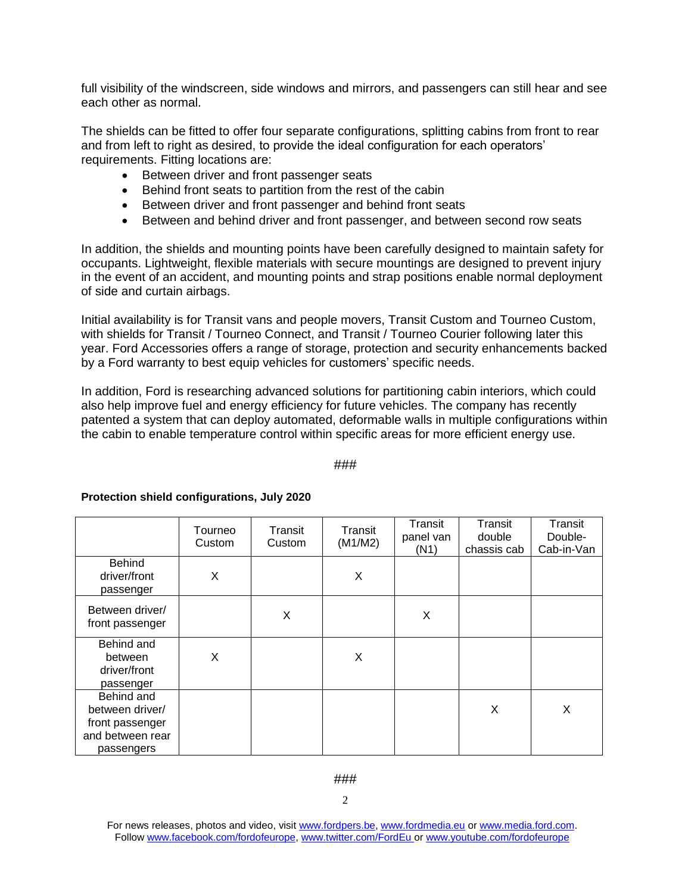full visibility of the windscreen, side windows and mirrors, and passengers can still hear and see each other as normal.

The shields can be fitted to offer four separate configurations, splitting cabins from front to rear and from left to right as desired, to provide the ideal configuration for each operators' requirements. Fitting locations are:

- Between driver and front passenger seats
- Behind front seats to partition from the rest of the cabin
- Between driver and front passenger and behind front seats
- Between and behind driver and front passenger, and between second row seats

In addition, the shields and mounting points have been carefully designed to maintain safety for occupants. Lightweight, flexible materials with secure mountings are designed to prevent injury in the event of an accident, and mounting points and strap positions enable normal deployment of side and curtain airbags.

Initial availability is for Transit vans and people movers, Transit Custom and Tourneo Custom, with shields for Transit / Tourneo Connect, and Transit / Tourneo Courier following later this year. Ford Accessories offers a range of storage, protection and security enhancements backed by a Ford warranty to best equip vehicles for customers' specific needs.

In addition, Ford is researching advanced solutions for partitioning cabin interiors, which could also help improve fuel and energy efficiency for future vehicles. The company has recently patented a system that can deploy automated, deformable walls in multiple configurations within the cabin to enable temperature control within specific areas for more efficient energy use.

###

**Protection shield configurations, July 2020**

| | Tourneo Custom | Transit Custom | Transit (M1/M2) | Transit panel van (N1) | Transit double chassis cab | Transit Double-Cab-in-Van |
|---|---|---|---|---|---|---|
| Behind driver/front passenger | X | | X | | | |
| Between driver/ front passenger | | X | | X | | |
| Behind and between driver/front passenger | X | | X | | | |
| Behind and between driver/ front passenger and between rear passengers | | | | | X | X |

###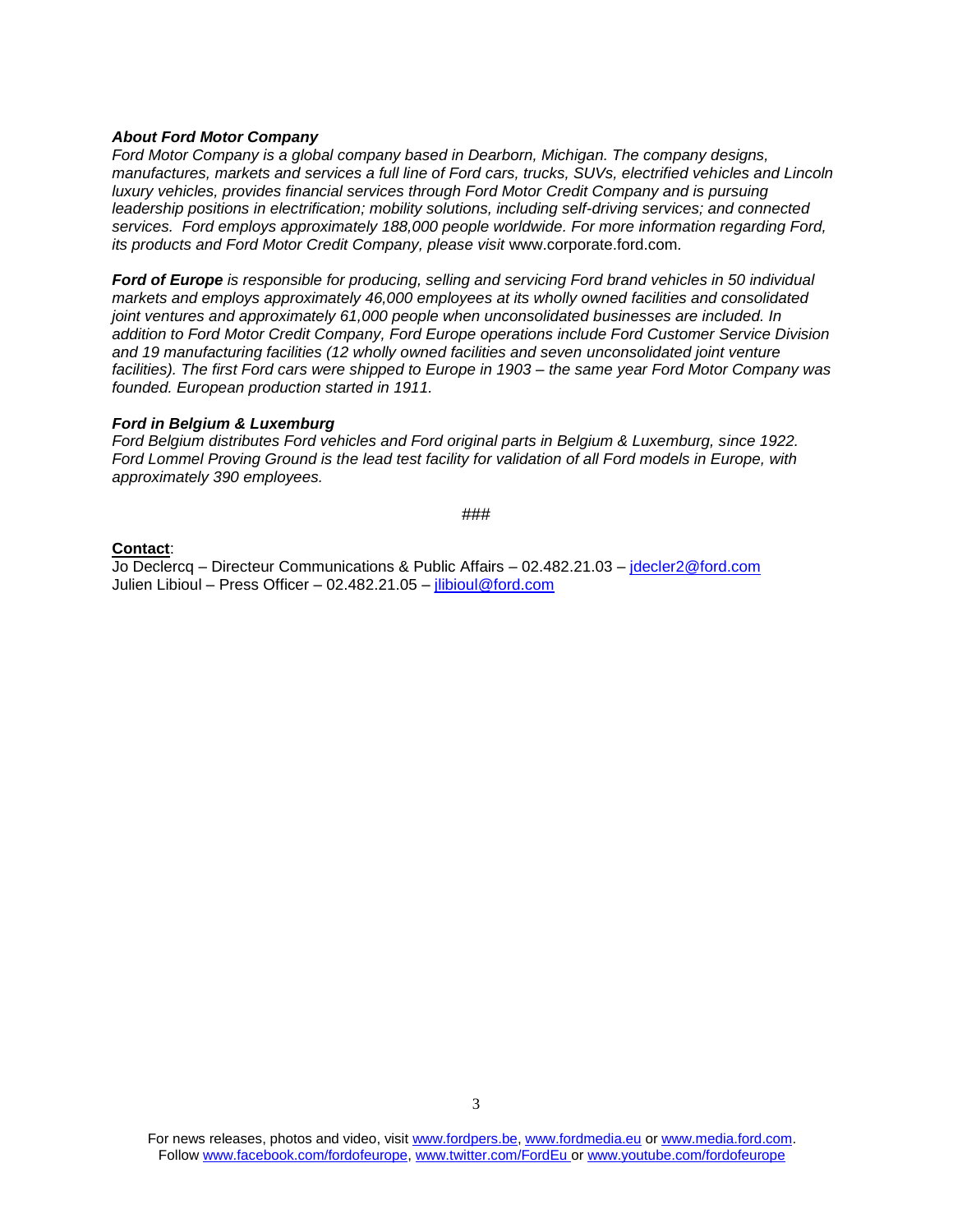***About Ford Motor Company***
*Ford Motor Company is a global company based in Dearborn, Michigan. The company designs, manufactures, markets and services a full line of Ford cars, trucks, SUVs, electrified vehicles and Lincoln luxury vehicles, provides financial services through Ford Motor Credit Company and is pursuing leadership positions in electrification; mobility solutions, including self-driving services; and connected services. Ford employs approximately 188,000 people worldwide. For more information regarding Ford, its products and Ford Motor Credit Company, please visit* www.corporate.ford.com*.*

***Ford of Europe*** *is responsible for producing, selling and servicing Ford brand vehicles in 50 individual markets and employs approximately 46,000 employees at its wholly owned facilities and consolidated joint ventures and approximately 61,000 people when unconsolidated businesses are included. In addition to Ford Motor Credit Company, Ford Europe operations include Ford Customer Service Division and 19 manufacturing facilities (12 wholly owned facilities and seven unconsolidated joint venture facilities). The first Ford cars were shipped to Europe in 1903 – the same year Ford Motor Company was founded. European production started in 1911.*

***Ford in Belgium & Luxemburg***
*Ford Belgium distributes Ford vehicles and Ford original parts in Belgium & Luxemburg, since 1922. Ford Lommel Proving Ground is the lead test facility for validation of all Ford models in Europe, with approximately 390 employees.*

###

**Contact**:
Jo Declercq – Directeur Communications & Public Affairs – 02.482.21.03 – jdecler2@ford.com
Julien Libioul – Press Officer – 02.482.21.05 – jlibioul@ford.com

For news releases, photos and video, visit www.fordpers.be, www.fordmedia.eu or www.media.ford.com.
Follow www.facebook.com/fordofeurope, www.twitter.com/FordEu or www.youtube.com/fordofeurope